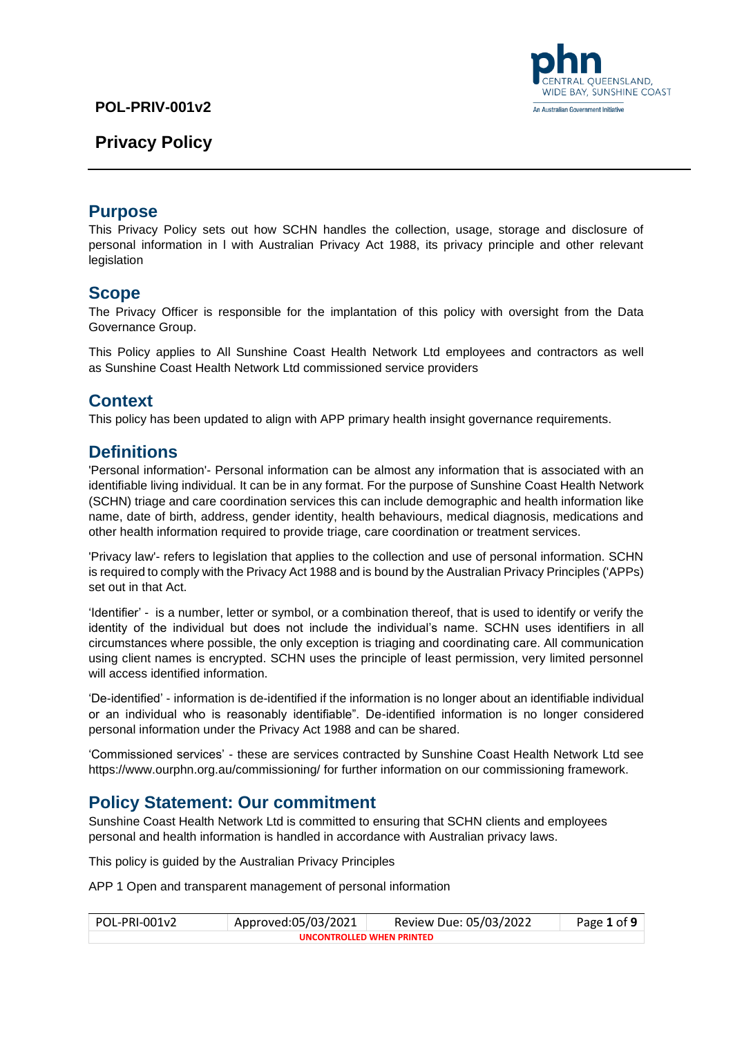**POL-PRIV-001v2**

# Privacy Policy

## Purpose

This Privacy Policy sets out how SCHN handles the collection, usage, storage and disclosure of personal information in l with Australian Privacy Act 1988, its privacy principle and other relevant legislation

## Scope

The Privacy Officer is responsible for the implantation of this policy with oversight from the Data Governance Group.

This Policy applies to All Sunshine Coast Health Network Ltd employees and contractors as well as Sunshine Coast Health Network Ltd commissioned service providers

## Context

This policy has been updated to align with APP primary health insight governance requirements.

## Definitions

'Personal information'- Personal information can be almost any information that is associated with an identifiable living individual. It can be in any format. For the purpose of Sunshine Coast Health Network (SCHN) triage and care coordination services this can include demographic and health information like name, date of birth, address, gender identity, health behaviours, medical diagnosis, medications and other health information required to provide triage, care coordination or treatment services.

'Privacy law'- refers to legislation that applies to the collection and use of personal information. SCHN is required to comply with the Privacy Act 1988 and is bound by the Australian Privacy Principles ('APPs) set out in that Act.

'Identifier' - is a number, letter or symbol, or a combination thereof, that is used to identify or verify the identity of the individual but does not include the individual's name. SCHN uses identifiers in all circumstances where possible, the only exception is triaging and coordinating care. All communication using client names is encrypted. SCHN uses the principle of least permission, very limited personnel will access identified information.

'De-identified' - information is de-identified if the information is no longer about an identifiable individual or an individual who is reasonably identifiable". De-identified information is no longer considered personal information under the Privacy Act 1988 and can be shared.

'Commissioned services' - these are services contracted by Sunshine Coast Health Network Ltd see https://www.ourphn.org.au/commissioning/ for further information on our commissioning framework.

## Policy Statement: Our commitment

Sunshine Coast Health Network Ltd is committed to ensuring that SCHN clients and employees personal and health information is handled in accordance with Australian privacy laws.

This policy is guided by the Australian Privacy Principles

APP 1 Open and transparent management of personal information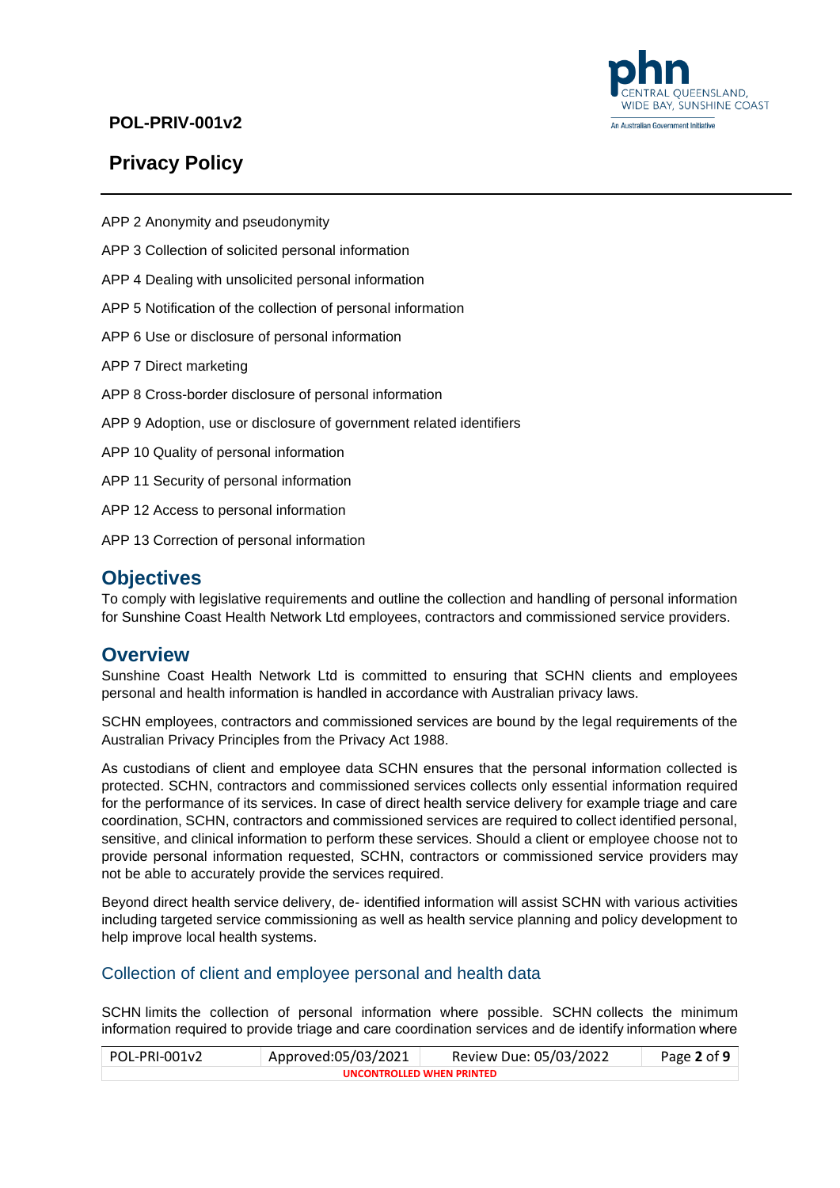APP 2 Anonymity and pseudonymity

APP 3 Collection of solicited personal information

APP 4 Dealing with unsolicited personal information

APP 5 Notification of the collection of personal information

APP 6 Use or disclosure of personal information

APP 7 Direct marketing

APP 8 Cross-border disclosure of personal information

APP 9 Adoption, use or disclosure of government related identifiers

APP 10 Quality of personal information

APP 11 Security of personal information

APP 12 Access to personal information

APP 13 Correction of personal information

## Objectives

To comply with legislative requirements and outline the collection and handling of personal information for Sunshine Coast Health Network Ltd employees, contractors and commissioned service providers.

## Overview

Sunshine Coast Health Network Ltd is committed to ensuring that SCHN clients and employees personal and health information is handled in accordance with Australian privacy laws.

SCHN employees, contractors and commissioned services are bound by the legal requirements of the Australian Privacy Principles from the Privacy Act 1988.

As custodians of client and employee data SCHN ensures that the personal information collected is protected. SCHN, contractors and commissioned services collects only essential information required for the performance of its services. In case of direct health service delivery for example triage and care coordination, SCHN, contractors and commissioned services are required to collect identified personal, sensitive, and clinical information to perform these services. Should a client or employee choose not to provide personal information requested, SCHN, contractors or commissioned service providers may not be able to accurately provide the services required.

Beyond direct health service delivery, de- identified information will assist SCHN with various activities including targeted service commissioning as well as health service planning and policy development to help improve local health systems.

### Collection of client and employee personal and health data

SCHN limits the collection of personal information where possible. SCHN collects the minimum information required to provide triage and care coordination services and de identify information where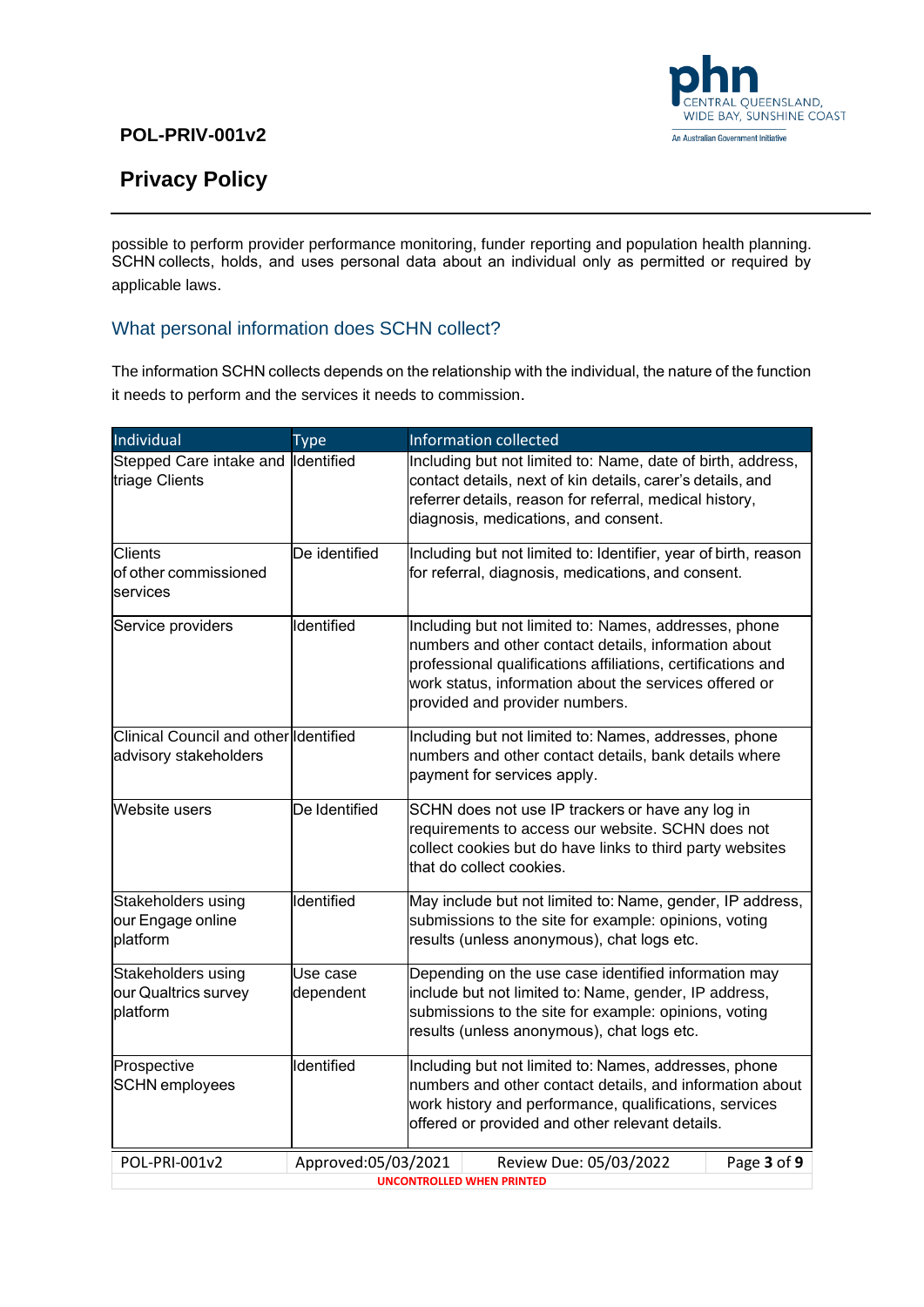possible to perform provider performance monitoring, funder reporting and population health planning. SCHN collects, holds, and uses personal data about an individual only as permitted or required by applicable laws.

## What personal information does SCHN collect?

The information SCHN collects depends on the relationship with the individual, the nature of the function it needs to perform and the services it needs to commission.

| Individual | Type | Information collected |
|---|---|---|
| Stepped Care intake and triage Clients | Identified | Including but not limited to: Name, date of birth, address, contact details, next of kin details, carer's details, and referrer details, reason for referral, medical history, diagnosis, medications, and consent. |
| Clients of other commissioned services | De identified | Including but not limited to: Identifier, year of birth, reason for referral, diagnosis, medications, and consent. |
| Service providers | Identified | Including but not limited to: Names, addresses, phone numbers and other contact details, information about professional qualifications affiliations, certifications and work status, information about the services offered or provided and provider numbers. |
| Clinical Council and other advisory stakeholders | Identified | Including but not limited to: Names, addresses, phone numbers and other contact details, bank details where payment for services apply. |
| Website users | De Identified | SCHN does not use IP trackers or have any log in requirements to access our website. SCHN does not collect cookies but do have links to third party websites that do collect cookies. |
| Stakeholders using our Engage online platform | Identified | May include but not limited to: Name, gender, IP address, submissions to the site for example: opinions, voting results (unless anonymous), chat logs etc. |
| Stakeholders using our Qualtrics survey platform | Use case dependent | Depending on the use case identified information may include but not limited to: Name, gender, IP address, submissions to the site for example: opinions, voting results (unless anonymous), chat logs etc. |
| Prospective SCHN employees | Identified | Including but not limited to: Names, addresses, phone numbers and other contact details, and information about work history and performance, qualifications, services offered or provided and other relevant details. |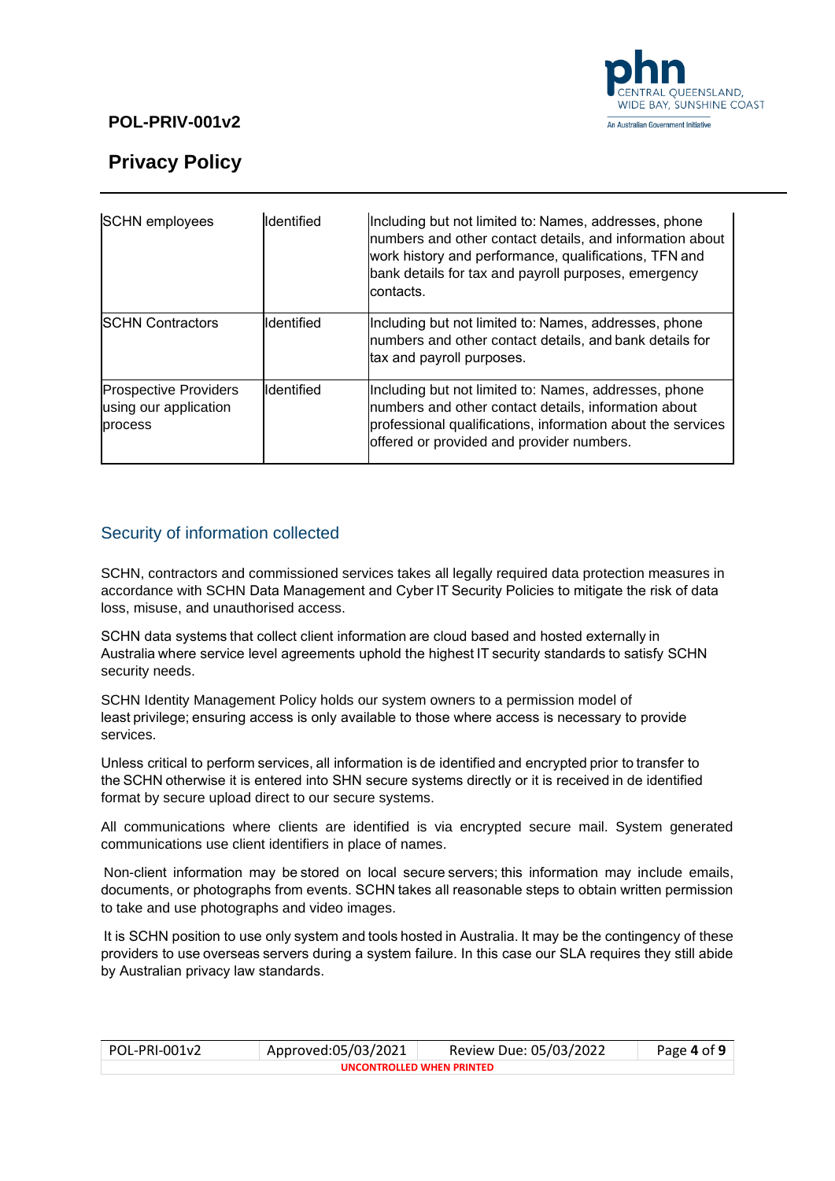| SCHN employees | Identified | Including but not limited to: Names, addresses, phone numbers and other contact details, and information about work history and performance, qualifications, TFN and bank details for tax and payroll purposes, emergency contacts. |
|---|---|---|
| SCHN Contractors | Identified | Including but not limited to: Names, addresses, phone numbers and other contact details, and bank details for tax and payroll purposes. |
| Prospective Providers using our application process | Identified | Including but not limited to: Names, addresses, phone numbers and other contact details, information about professional qualifications, information about the services offered or provided and provider numbers. |

## Security of information collected

SCHN, contractors and commissioned services takes all legally required data protection measures in accordance with SCHN Data Management and Cyber IT Security Policies to mitigate the risk of data loss, misuse, and unauthorised access.

SCHN data systems that collect client information are cloud based and hosted externally in Australia where service level agreements uphold the highest IT security standards to satisfy SCHN security needs.

SCHN Identity Management Policy holds our system owners to a permission model of least privilege; ensuring access is only available to those where access is necessary to provide services.

Unless critical to perform services, all information is de identified and encrypted prior to transfer to the SCHN otherwise it is entered into SHN secure systems directly or it is received in de identified format by secure upload direct to our secure systems.

All communications where clients are identified is via encrypted secure mail. System generated communications use client identifiers in place of names.

Non-client information may be stored on local secure servers; this information may include emails, documents, or photographs from events. SCHN takes all reasonable steps to obtain written permission to take and use photographs and video images.

It is SCHN position to use only system and tools hosted in Australia. It may be the contingency of these providers to use overseas servers during a system failure. In this case our SLA requires they still abide by Australian privacy law standards.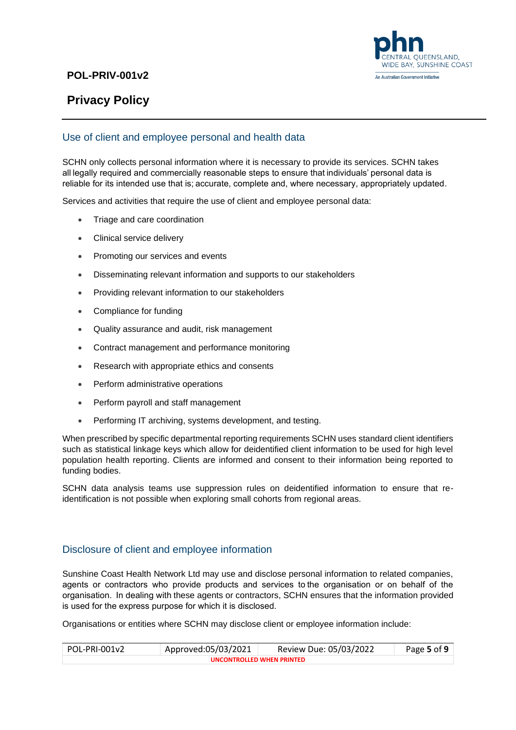## Use of client and employee personal and health data

SCHN only collects personal information where it is necessary to provide its services. SCHN takes all legally required and commercially reasonable steps to ensure that individuals' personal data is reliable for its intended use that is; accurate, complete and, where necessary, appropriately updated.

Services and activities that require the use of client and employee personal data:

- Triage and care coordination
- Clinical service delivery
- Promoting our services and events
- Disseminating relevant information and supports to our stakeholders
- Providing relevant information to our stakeholders
- Compliance for funding
- Quality assurance and audit, risk management
- Contract management and performance monitoring
- Research with appropriate ethics and consents
- Perform administrative operations
- Perform payroll and staff management
- Performing IT archiving, systems development, and testing.

When prescribed by specific departmental reporting requirements SCHN uses standard client identifiers such as statistical linkage keys which allow for deidentified client information to be used for high level population health reporting. Clients are informed and consent to their information being reported to funding bodies.

SCHN data analysis teams use suppression rules on deidentified information to ensure that re-identification is not possible when exploring small cohorts from regional areas.

## Disclosure of client and employee information

Sunshine Coast Health Network Ltd may use and disclose personal information to related companies, agents or contractors who provide products and services to the organisation or on behalf of the organisation. In dealing with these agents or contractors, SCHN ensures that the information provided is used for the express purpose for which it is disclosed.

Organisations or entities where SCHN may disclose client or employee information include: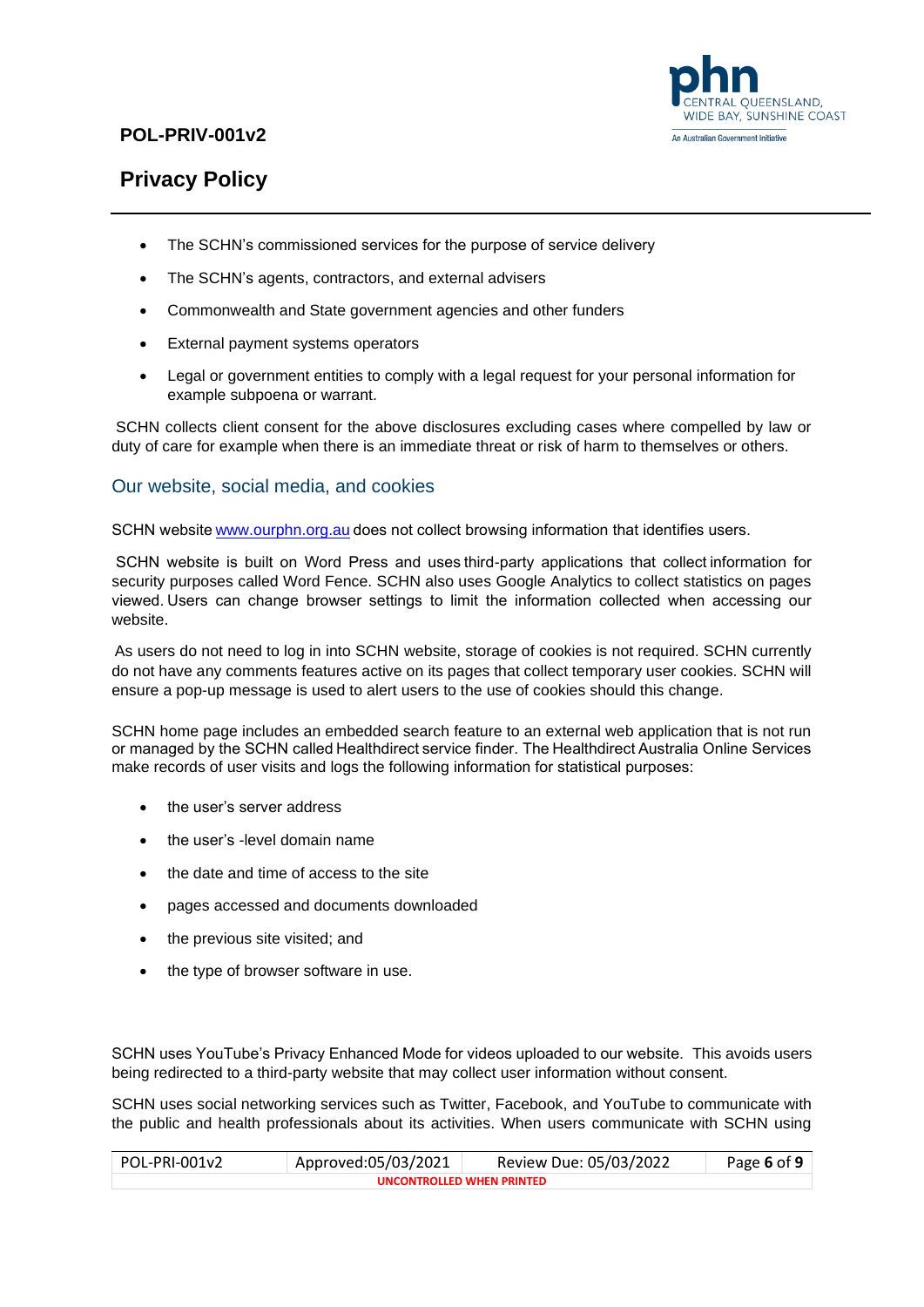- The SCHN's commissioned services for the purpose of service delivery
- The SCHN's agents, contractors, and external advisers
- Commonwealth and State government agencies and other funders
- External payment systems operators
- Legal or government entities to comply with a legal request for your personal information for example subpoena or warrant.

SCHN collects client consent for the above disclosures excluding cases where compelled by law or duty of care for example when there is an immediate threat or risk of harm to themselves or others.

## Our website, social media, and cookies

SCHN website [www.ourphn.org.au](http://www.ourphn.org.au) does not collect browsing information that identifies users.

SCHN website is built on Word Press and uses third-party applications that collect information for security purposes called Word Fence. SCHN also uses Google Analytics to collect statistics on pages viewed. Users can change browser settings to limit the information collected when accessing our website.

As users do not need to log in into SCHN website, storage of cookies is not required. SCHN currently do not have any comments features active on its pages that collect temporary user cookies. SCHN will ensure a pop-up message is used to alert users to the use of cookies should this change.

SCHN home page includes an embedded search feature to an external web application that is not run or managed by the SCHN called Healthdirect service finder. The Healthdirect Australia Online Services make records of user visits and logs the following information for statistical purposes:

- the user's server address
- the user's -level domain name
- the date and time of access to the site
- pages accessed and documents downloaded
- the previous site visited; and
- the type of browser software in use.

SCHN uses YouTube's Privacy Enhanced Mode for videos uploaded to our website. This avoids users being redirected to a third-party website that may collect user information without consent.

SCHN uses social networking services such as Twitter, Facebook, and YouTube to communicate with the public and health professionals about its activities. When users communicate with SCHN using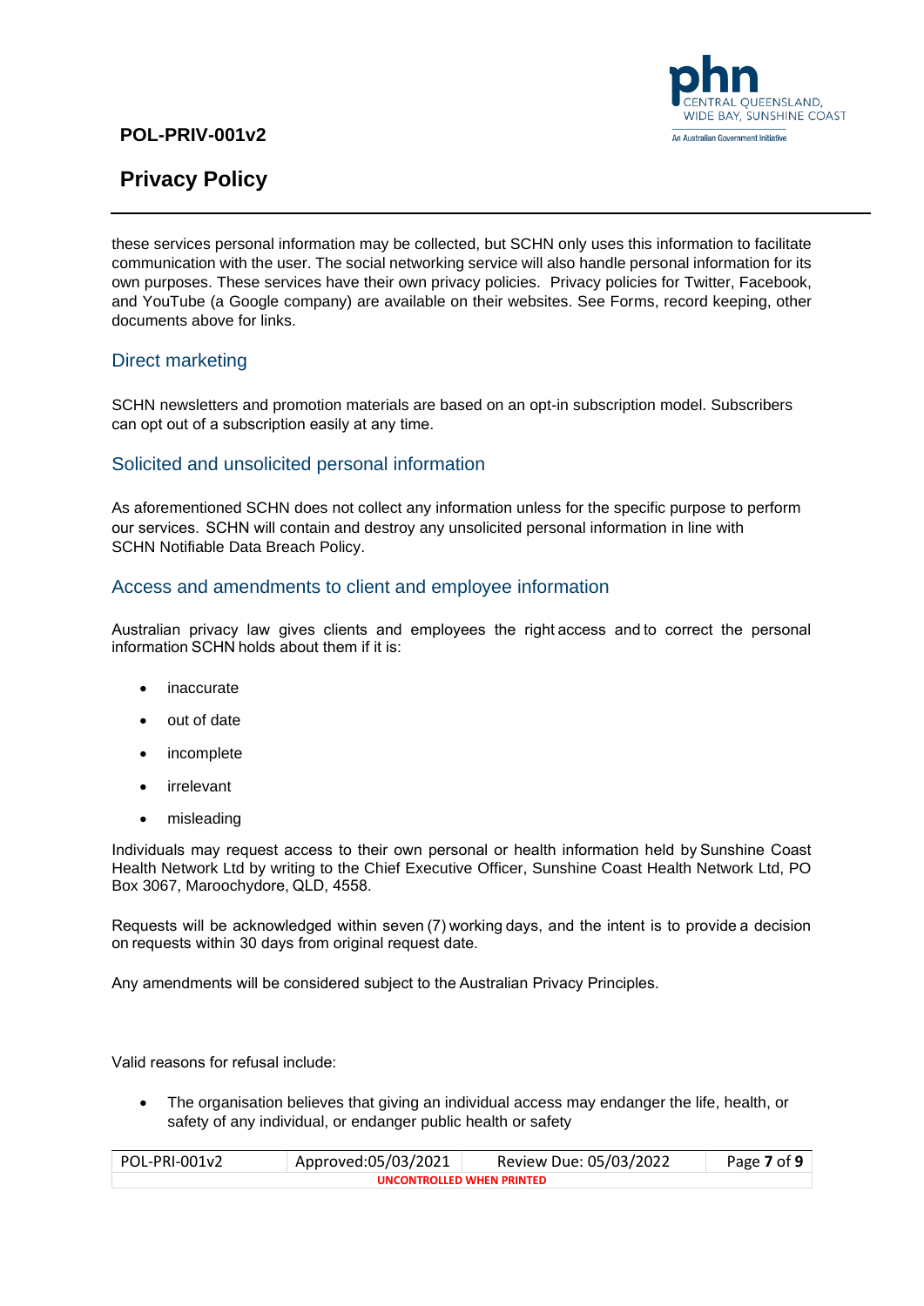these services personal information may be collected, but SCHN only uses this information to facilitate communication with the user. The social networking service will also handle personal information for its own purposes. These services have their own privacy policies. Privacy policies for Twitter, Facebook, and YouTube (a Google company) are available on their websites. See Forms, record keeping, other documents above for links.

## Direct marketing

SCHN newsletters and promotion materials are based on an opt-in subscription model. Subscribers can opt out of a subscription easily at any time.

## Solicited and unsolicited personal information

As aforementioned SCHN does not collect any information unless for the specific purpose to perform our services. SCHN will contain and destroy any unsolicited personal information in line with SCHN Notifiable Data Breach Policy.

## Access and amendments to client and employee information

Australian privacy law gives clients and employees the right access and to correct the personal information SCHN holds about them if it is:

- inaccurate
- out of date
- incomplete
- irrelevant
- misleading

Individuals may request access to their own personal or health information held by Sunshine Coast Health Network Ltd by writing to the Chief Executive Officer, Sunshine Coast Health Network Ltd, PO Box 3067, Maroochydore, QLD, 4558.

Requests will be acknowledged within seven (7) working days, and the intent is to provide a decision on requests within 30 days from original request date.

Any amendments will be considered subject to the Australian Privacy Principles.

Valid reasons for refusal include:

- The organisation believes that giving an individual access may endanger the life, health, or safety of any individual, or endanger public health or safety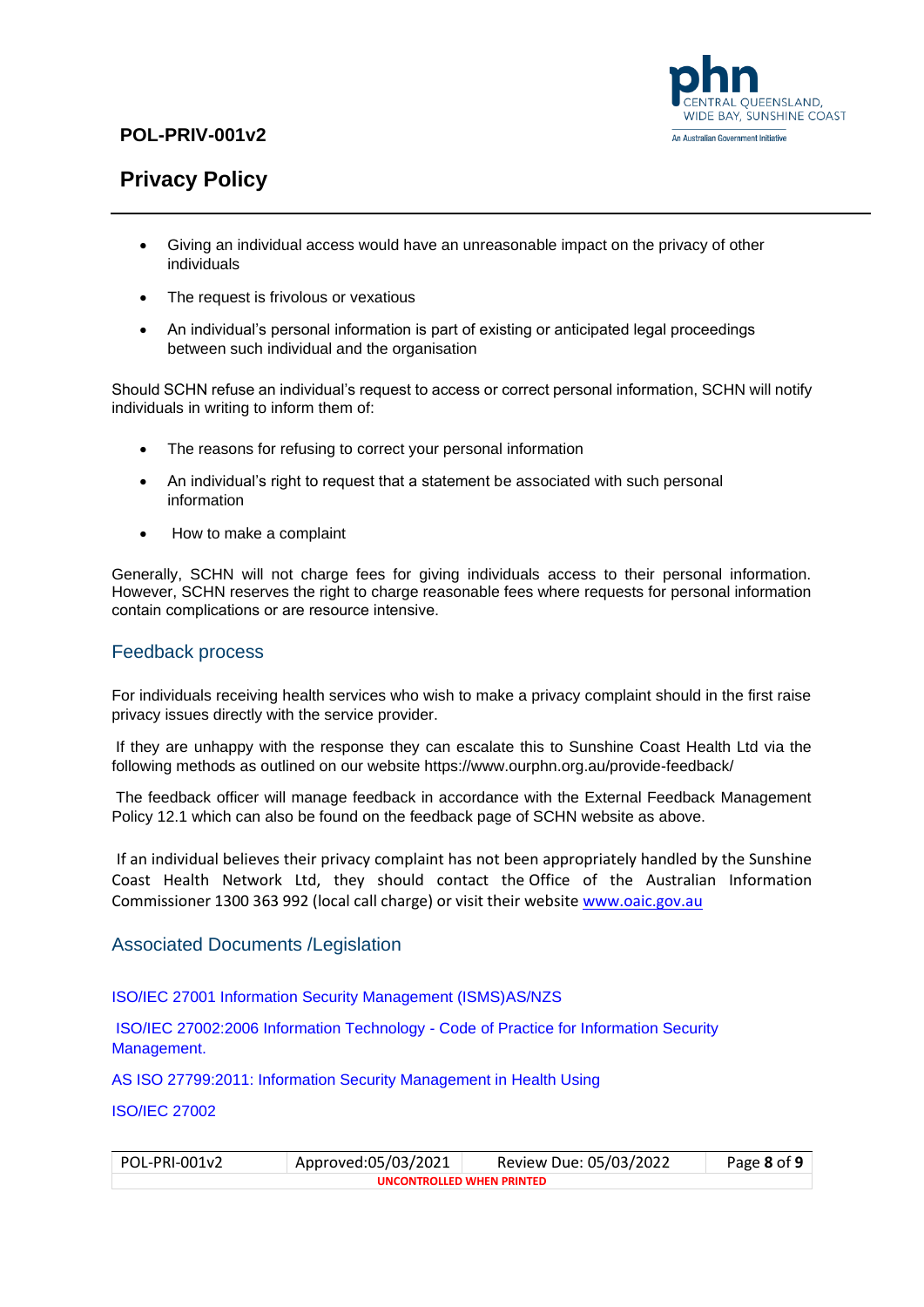- Giving an individual access would have an unreasonable impact on the privacy of other individuals
- The request is frivolous or vexatious
- An individual's personal information is part of existing or anticipated legal proceedings between such individual and the organisation

Should SCHN refuse an individual's request to access or correct personal information, SCHN will notify individuals in writing to inform them of:

- The reasons for refusing to correct your personal information
- An individual's right to request that a statement be associated with such personal information
- How to make a complaint

Generally, SCHN will not charge fees for giving individuals access to their personal information. However, SCHN reserves the right to charge reasonable fees where requests for personal information contain complications or are resource intensive.

## Feedback process

For individuals receiving health services who wish to make a privacy complaint should in the first raise privacy issues directly with the service provider.

If they are unhappy with the response they can escalate this to Sunshine Coast Health Ltd via the following methods as outlined on our website https://www.ourphn.org.au/provide-feedback/

The feedback officer will manage feedback in accordance with the External Feedback Management Policy 12.1 which can also be found on the feedback page of SCHN website as above.

If an individual believes their privacy complaint has not been appropriately handled by the Sunshine Coast Health Network Ltd, they should contact the Office of the Australian Information Commissioner 1300 363 992 (local call charge) or visit their website www.oaic.gov.au

## Associated Documents /Legislation

ISO/IEC 27001 Information Security Management (ISMS)AS/NZS

ISO/IEC 27002:2006 Information Technology - Code of Practice for Information Security Management.

AS ISO 27799:2011: Information Security Management in Health Using

ISO/IEC 27002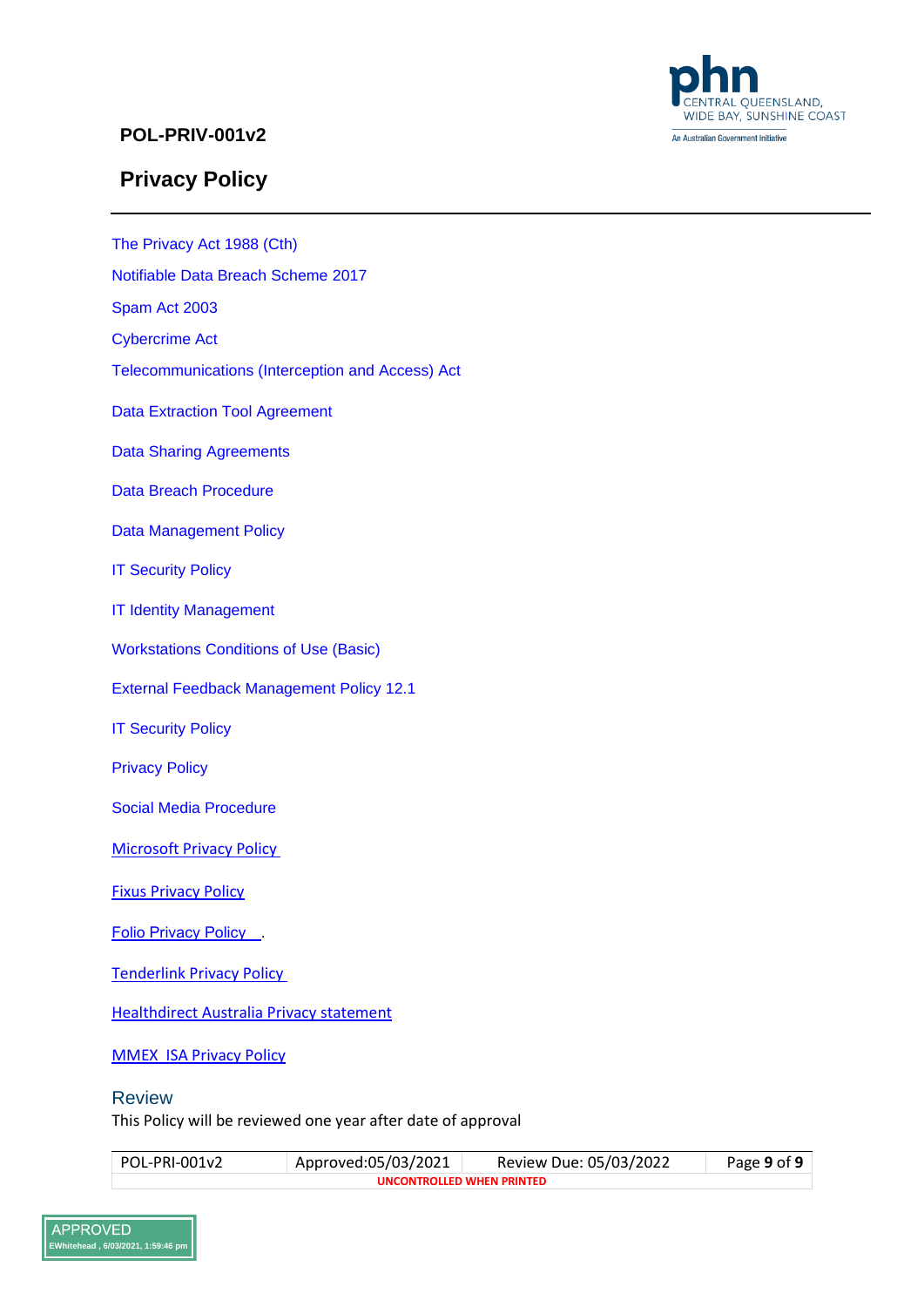The Privacy Act 1988 (Cth)

Notifiable Data Breach Scheme 2017

Spam Act 2003

Cybercrime Act

Telecommunications (Interception and Access) Act

Data Extraction Tool Agreement

Data Sharing Agreements

Data Breach Procedure

Data Management Policy

IT Security Policy

IT Identity Management

Workstations Conditions of Use (Basic)

External Feedback Management Policy 12.1

IT Security Policy

Privacy Policy

Social Media Procedure

Microsoft Privacy Policy

Fixus Privacy Policy

Folio Privacy Policy .

Tenderlink Privacy Policy

Healthdirect Australia Privacy statement

MMEX ISA Privacy Policy

## Review

This Policy will be reviewed one year after date of approval